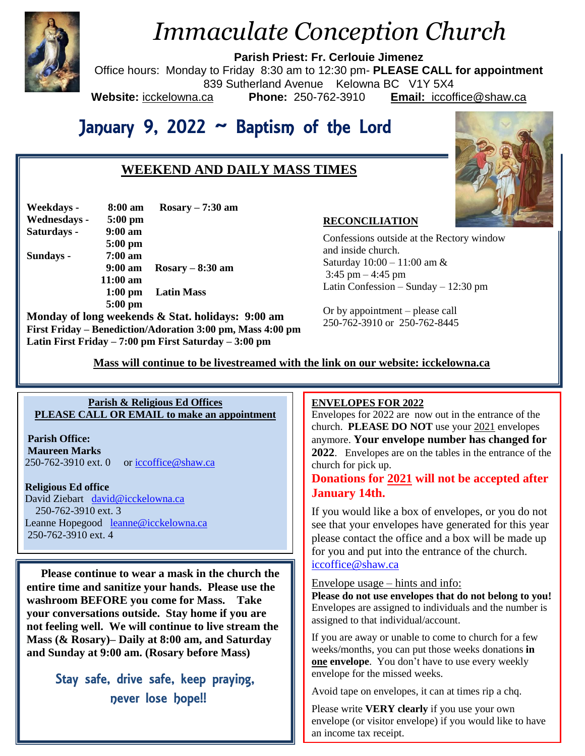# *Immaculate Conception Church*

**Parish Priest: Fr. Cerlouie Jimenez**
Office hours: Monday to Friday 8:30 am to 12:30 pm- **PLEASE CALL for appointment**
839 Sutherland Avenue Kelowna BC V1Y 5X4
**Website:** icckelowna.ca **Phone:** 250-762-3910 **Email:** iccoffice@shaw.ca

## January 9, 2022 ~ Baptism of the Lord

### WEEKEND AND DAILY MASS TIMES

| | | |
|---|---|---|
| **Weekdays -** | **8:00 am** | **Rosary – 7:30 am** |
| **Wednesdays -** | **5:00 pm** | |
| **Saturdays -** | **9:00 am** | |
| | **5:00 pm** | |
| **Sundays -** | **7:00 am** | |
| | **9:00 am** | **Rosary – 8:30 am** |
| | **11:00 am** | |
| | **1:00 pm** | **Latin Mass** |
| | **5:00 pm** | |

**Monday of long weekends & Stat. holidays: 9:00 am**
**First Friday – Benediction/Adoration 3:00 pm, Mass 4:00 pm**
**Latin First Friday – 7:00 pm First Saturday – 3:00 pm**

**RECONCILIATION**

Confessions outside at the Rectory window and inside church.
Saturday 10:00 – 11:00 am &
3:45 pm – 4:45 pm
Latin Confession – Sunday – 12:30 pm

Or by appointment – please call
250-762-3910 or 250-762-8445

**Mass will continue to be livestreamed with the link on our website: icckelowna.ca**

**Parish & Religious Ed Offices**
**PLEASE CALL OR EMAIL to make an appointment**

**Parish Office:**
**Maureen Marks**
250-762-3910 ext. 0 or iccoffice@shaw.ca

**Religious Ed office**
David Ziebart david@icckelowna.ca
250-762-3910 ext. 3
Leanne Hopegood leanne@icckelowna.ca
250-762-3910 ext. 4

**Please continue to wear a mask in the church the entire time and sanitize your hands. Please use the washroom BEFORE you come for Mass. Take your conversations outside. Stay home if you are not feeling well. We will continue to live stream the Mass (& Rosary)– Daily at 8:00 am, and Saturday and Sunday at 9:00 am. (Rosary before Mass)**

**Stay safe, drive safe, keep praying, never lose hope!!**

**ENVELOPES FOR 2022**

Envelopes for 2022 are now out in the entrance of the church. **PLEASE DO NOT** use your 2021 envelopes anymore. **Your envelope number has changed for 2022**. Envelopes are on the tables in the entrance of the church for pick up.

**Donations for 2021 will not be accepted after January 14th.**

If you would like a box of envelopes, or you do not see that your envelopes have generated for this year please contact the office and a box will be made up for you and put into the entrance of the church. iccoffice@shaw.ca

Envelope usage – hints and info:

**Please do not use envelopes that do not belong to you!** Envelopes are assigned to individuals and the number is assigned to that individual/account.

If you are away or unable to come to church for a few weeks/months, you can put those weeks donations **in one envelope**. You don't have to use every weekly envelope for the missed weeks.

Avoid tape on envelopes, it can at times rip a chq.

Please write **VERY clearly** if you use your own envelope (or visitor envelope) if you would like to have an income tax receipt.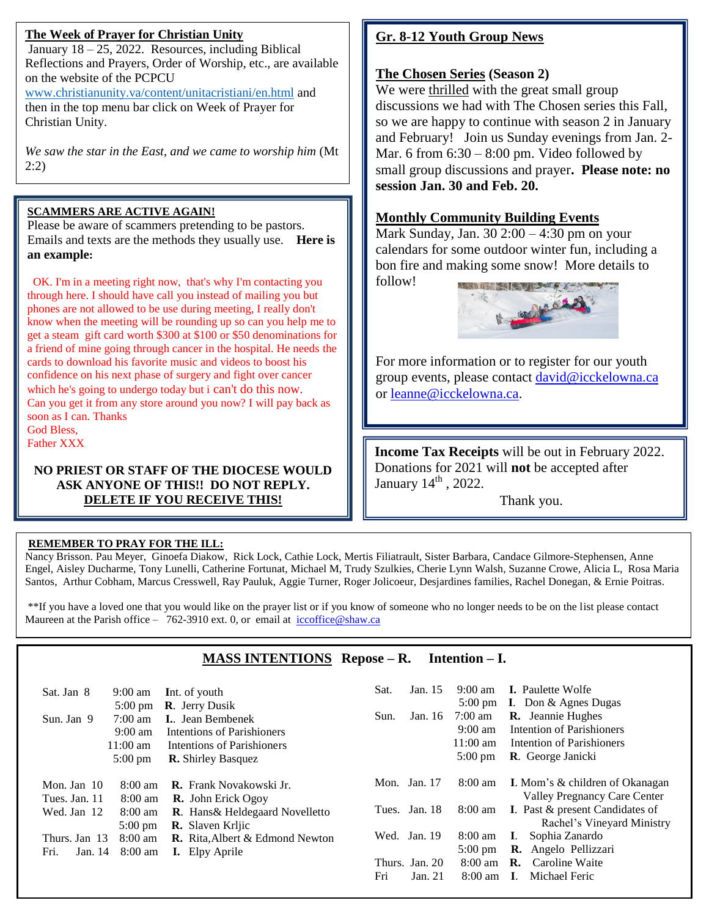## The Week of Prayer for Christian Unity

January 18 – 25, 2022. Resources, including Biblical Reflections and Prayers, Order of Worship, etc., are available on the website of the PCPCU www.christianunity.va/content/unitacristiani/en.html and then in the top menu bar click on Week of Prayer for Christian Unity.

*We saw the star in the East, and we came to worship him* (Mt 2:2)

### SCAMMERS ARE ACTIVE AGAIN!

Please be aware of scammers pretending to be pastors. Emails and texts are the methods they usually use. **Here is an example:**

OK. I'm in a meeting right now, that's why I'm contacting you through here. I should have call you instead of mailing you but phones are not allowed to be use during meeting, I really don't know when the meeting will be rounding up so can you help me to get a steam gift card worth $300 at $100 or $50 denominations for a friend of mine going through cancer in the hospital. He needs the cards to download his favorite music and videos to boost his confidence on his next phase of surgery and fight over cancer which he's going to undergo today but i can't do this now. Can you get it from any store around you now? I will pay back as soon as I can. Thanks
God Bless,
Father XXX

**NO PRIEST OR STAFF OF THE DIOCESE WOULD ASK ANYONE OF THIS!! DO NOT REPLY. DELETE IF YOU RECEIVE THIS!**

## Gr. 8-12 Youth Group News

### The Chosen Series (Season 2)

We were thrilled with the great small group discussions we had with The Chosen series this Fall, so we are happy to continue with season 2 in January and February! Join us Sunday evenings from Jan. 2-Mar. 6 from 6:30 – 8:00 pm. Video followed by small group discussions and prayer. **Please note: no session Jan. 30 and Feb. 20.**

### Monthly Community Building Events

Mark Sunday, Jan. 30 2:00 – 4:30 pm on your calendars for some outdoor winter fun, including a bon fire and making some snow! More details to follow!

For more information or to register for our youth group events, please contact david@icckelowna.ca or leanne@icckelowna.ca.

**Income Tax Receipts** will be out in February 2022. Donations for 2021 will **not** be accepted after January 14th, 2022.

Thank you.

### REMEMBER TO PRAY FOR THE ILL:

Nancy Brisson. Pau Meyer, Ginoefa Diakow, Rick Lock, Cathie Lock, Mertis Filiatrault, Sister Barbara, Candace Gilmore-Stephensen, Anne Engel, Aisley Ducharme, Tony Lunelli, Catherine Fortunat, Michael M, Trudy Szulkies, Cherie Lynn Walsh, Suzanne Crowe, Alicia L, Rosa Maria Santos, Arthur Cobham, Marcus Cresswell, Ray Pauluk, Aggie Turner, Roger Jolicoeur, Desjardines families, Rachel Donegan, & Ernie Poitras.

**If you have a loved one that you would like on the prayer list or if you know of someone who no longer needs to be on the list please contact Maureen at the Parish office – 762-3910 ext. 0, or email at iccoffice@shaw.ca

## MASS INTENTIONS Repose – R. Intention – I.

| Day | Time | Intention |
|---|---|---|
| Sat. Jan 8 | 9:00 am | Int. of youth |
| | 5:00 pm | R. Jerry Dusik |
| Sun. Jan 9 | 7:00 am | I. Jean Bembenek |
| | 9:00 am | Intentions of Parishioners |
| | 11:00 am | Intentions of Parishioners |
| | 5:00 pm | R. Shirley Basquez |
| Mon. Jan 10 | 8:00 am | R. Frank Novakowski Jr. |
| Tues. Jan. 11 | 8:00 am | R. John Erick Ogoy |
| Wed. Jan 12 | 8:00 am | R. Hans& Heldegaard Novelletto |
| | 5:00 pm | R. Slaven Krljic |
| Thurs. Jan 13 | 8:00 am | R. Rita,Albert & Edmond Newton |
| Fri. Jan. 14 | 8:00 am | I. Elpy Aprile |
| Sat. Jan. 15 | 9:00 am | I. Paulette Wolfe |
| | 5:00 pm | I. Don & Agnes Dugas |
| Sun. Jan. 16 | 7:00 am | R. Jeannie Hughes |
| | 9:00 am | Intention of Parishioners |
| | 11:00 am | Intention of Parishioners |
| | 5:00 pm | R. George Janicki |
| Mon. Jan. 17 | 8:00 am | I. Mom's & children of Okanagan Valley Pregnancy Care Center |
| Tues. Jan. 18 | 8:00 am | I. Past & present Candidates of Rachel's Vineyard Ministry |
| Wed. Jan. 19 | 8:00 am | I. Sophia Zanardo |
| | 5:00 pm | R. Angelo Pellizzari |
| Thurs. Jan. 20 | 8:00 am | R. Caroline Waite |
| Fri Jan. 21 | 8:00 am | I. Michael Feric |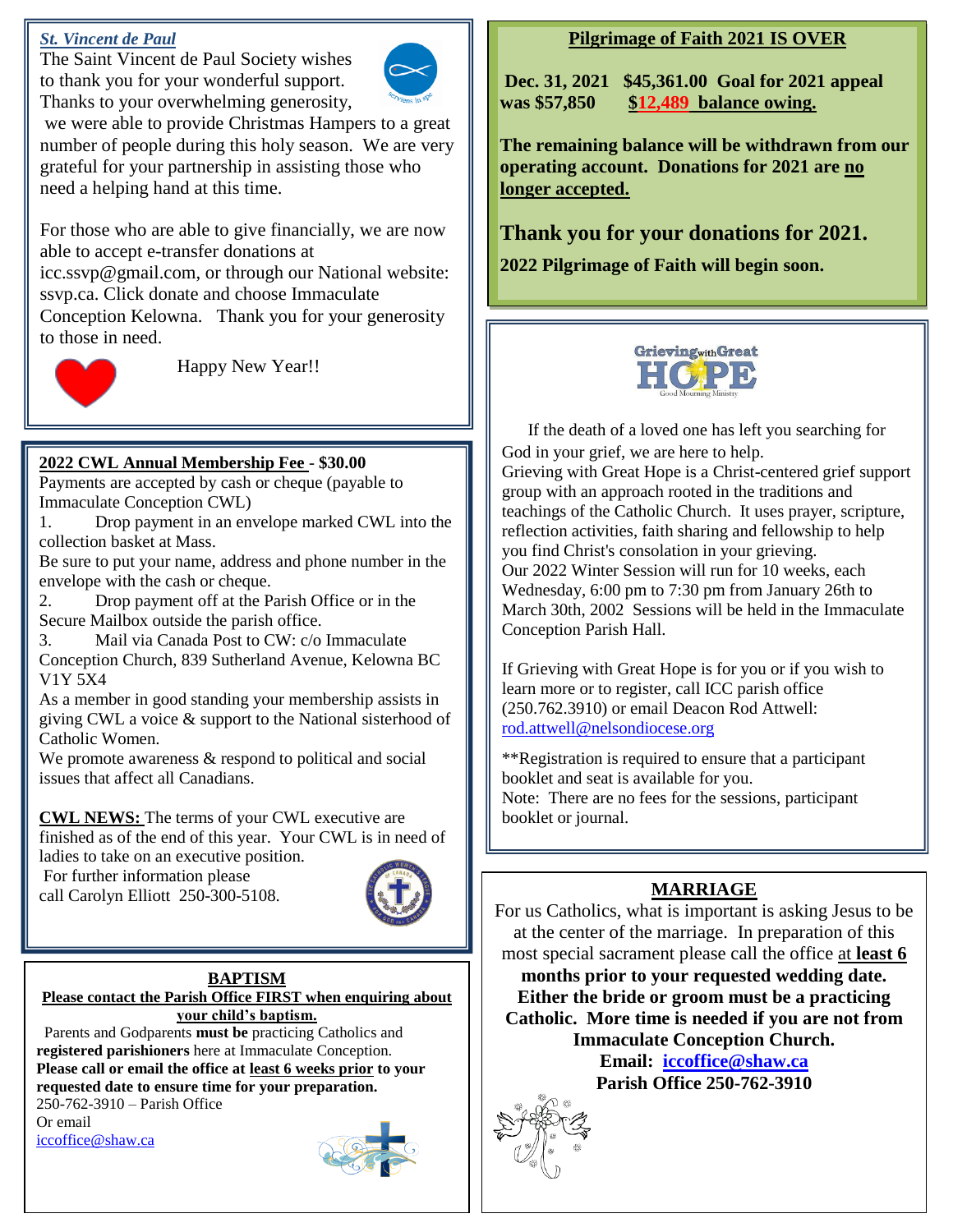## *St. Vincent de Paul*

The Saint Vincent de Paul Society wishes to thank you for your wonderful support. Thanks to your overwhelming generosity, we were able to provide Christmas Hampers to a great number of people during this holy season. We are very grateful for your partnership in assisting those who need a helping hand at this time.

For those who are able to give financially, we are now able to accept e-transfer donations at icc.ssvp@gmail.com, or through our National website: ssvp.ca. Click donate and choose Immaculate Conception Kelowna. Thank you for your generosity to those in need.

Happy New Year!!

## 2022 CWL Annual Membership Fee - $30.00

Payments are accepted by cash or cheque (payable to Immaculate Conception CWL)

1. Drop payment in an envelope marked CWL into the collection basket at Mass.

Be sure to put your name, address and phone number in the envelope with the cash or cheque.

2. Drop payment off at the Parish Office or in the Secure Mailbox outside the parish office.
3. Mail via Canada Post to CW: c/o Immaculate Conception Church, 839 Sutherland Avenue, Kelowna BC V1Y 5X4

As a member in good standing your membership assists in giving CWL a voice & support to the National sisterhood of Catholic Women.

We promote awareness & respond to political and social issues that affect all Canadians.

**CWL NEWS:** The terms of your CWL executive are finished as of the end of this year. Your CWL is in need of ladies to take on an executive position.

For further information please call Carolyn Elliott 250-300-5108.

## BAPTISM

**Please contact the Parish Office FIRST when enquiring about your child's baptism.**

Parents and Godparents **must be** practicing Catholics and **registered parishioners** here at Immaculate Conception.

**Please call or email the office at least 6 weeks prior to your requested date to ensure time for your preparation.**

250-762-3910 – Parish Office

Or email

iccoffice@shaw.ca

## Pilgrimage of Faith 2021 IS OVER

**Dec. 31, 2021 $45,361.00 Goal for 2021 appeal was $57,850 $12,489 balance owing.**

**The remaining balance will be withdrawn from our operating account. Donations for 2021 are no longer accepted.**

**Thank you for your donations for 2021.**

**2022 Pilgrimage of Faith will begin soon.**

## Grieving with Great HOPE

Good Mourning Ministry

If the death of a loved one has left you searching for God in your grief, we are here to help.

Grieving with Great Hope is a Christ-centered grief support group with an approach rooted in the traditions and teachings of the Catholic Church. It uses prayer, scripture, reflection activities, faith sharing and fellowship to help you find Christ's consolation in your grieving.

Our 2022 Winter Session will run for 10 weeks, each Wednesday, 6:00 pm to 7:30 pm from January 26th to March 30th, 2002 Sessions will be held in the Immaculate Conception Parish Hall.

If Grieving with Great Hope is for you or if you wish to learn more or to register, call ICC parish office (250.762.3910) or email Deacon Rod Attwell: rod.attwell@nelsondiocese.org

**Registration is required to ensure that a participant booklet and seat is available for you.

Note: There are no fees for the sessions, participant booklet or journal.

## MARRIAGE

For us Catholics, what is important is asking Jesus to be at the center of the marriage. In preparation of this most special sacrament please call the office at **least 6 months prior to your requested wedding date. Either the bride or groom must be a practicing Catholic. More time is needed if you are not from Immaculate Conception Church.**

**Email: iccoffice@shaw.ca**

**Parish Office 250-762-3910**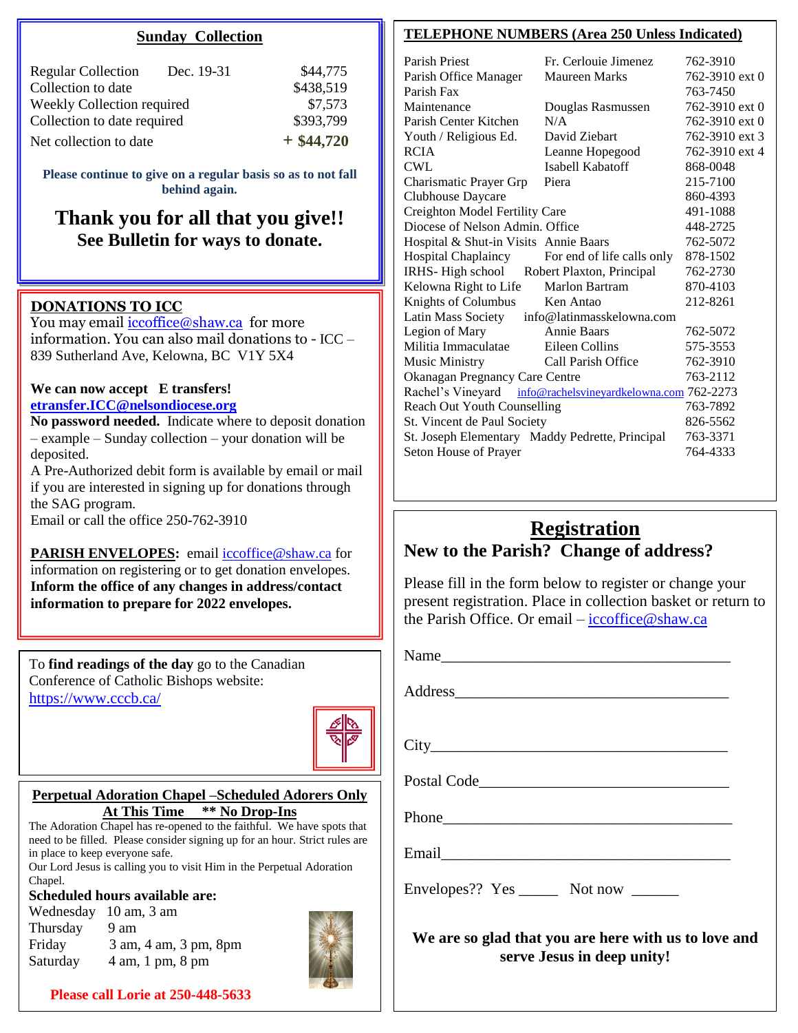## Sunday Collection

| | | |
|---|---|---|
| Regular Collection | Dec. 19-31 | $44,775 |
| Collection to date | | $438,519 |
| Weekly Collection required | | $7,573 |
| Collection to date required | | $393,799 |
| Net collection to date | | **+ $44,720** |

**Please continue to give on a regular basis so as to not fall behind again.**

**Thank you for all that you give!!**
**See Bulletin for ways to donate.**

**DONATIONS TO ICC**
You may email iccoffice@shaw.ca for more information. You can also mail donations to - ICC – 839 Sutherland Ave, Kelowna, BC V1Y 5X4

**We can now accept E transfers!**
**etransfer.ICC@nelsondiocese.org**
**No password needed.** Indicate where to deposit donation – example – Sunday collection – your donation will be deposited.
A Pre-Authorized debit form is available by email or mail if you are interested in signing up for donations through the SAG program.
Email or call the office 250-762-3910

**PARISH ENVELOPES:** email iccoffice@shaw.ca for information on registering or to get donation envelopes. **Inform the office of any changes in address/contact information to prepare for 2022 envelopes.**

To **find readings of the day** go to the Canadian Conference of Catholic Bishops website: https://www.cccb.ca/

**Perpetual Adoration Chapel –Scheduled Adorers Only At This Time \*\* No Drop-Ins**
The Adoration Chapel has re-opened to the faithful. We have spots that need to be filled. Please consider signing up for an hour. Strict rules are in place to keep everyone safe.
Our Lord Jesus is calling you to visit Him in the Perpetual Adoration Chapel.
**Scheduled hours available are:**
Wednesday 10 am, 3 am
Thursday 9 am
Friday 3 am, 4 am, 3 pm, 8pm
Saturday 4 am, 1 pm, 8 pm

**Please call Lorie at 250-448-5633**

## TELEPHONE NUMBERS (Area 250 Unless Indicated)

| | | |
|---|---|---|
| Parish Priest | Fr. Cerlouie Jimenez | 762-3910 |
| Parish Office Manager | Maureen Marks | 762-3910 ext 0 |
| Parish Fax | | 763-7450 |
| Maintenance | Douglas Rasmussen | 762-3910 ext 0 |
| Parish Center Kitchen | N/A | 762-3910 ext 0 |
| Youth / Religious Ed. | David Ziebart | 762-3910 ext 3 |
| RCIA | Leanne Hopegood | 762-3910 ext 4 |
| CWL | Isabell Kabatoff | 868-0048 |
| Charismatic Prayer Grp | Piera | 215-7100 |
| Clubhouse Daycare | | 860-4393 |
| Creighton Model Fertility Care | | 491-1088 |
| Diocese of Nelson Admin. Office | | 448-2725 |
| Hospital & Shut-in Visits | Annie Baars | 762-5072 |
| Hospital Chaplaincy | For end of life calls only | 878-1502 |
| IRHS- High school | Robert Plaxton, Principal | 762-2730 |
| Kelowna Right to Life | Marlon Bartram | 870-4103 |
| Knights of Columbus | Ken Antao | 212-8261 |
| Latin Mass Society | info@latinmasskelowna.com | |
| Legion of Mary | Annie Baars | 762-5072 |
| Militia Immaculatae | Eileen Collins | 575-3553 |
| Music Ministry | Call Parish Office | 762-3910 |
| Okanagan Pregnancy Care Centre | | 763-2112 |
| Rachel's Vineyard | info@rachelsvineyardkelowna.com | 762-2273 |
| Reach Out Youth Counselling | | 763-7892 |
| St. Vincent de Paul Society | | 826-5562 |
| St. Joseph Elementary | Maddy Pedrette, Principal | 763-3371 |
| Seton House of Prayer | | 764-4333 |

## Registration

### New to the Parish? Change of address?

Please fill in the form below to register or change your present registration. Place in collection basket or return to the Parish Office. Or email – iccoffice@shaw.ca

Name\_\_\_\_\_\_\_\_\_\_\_\_\_\_\_\_\_\_\_\_\_\_\_\_\_\_\_\_\_\_\_\_\_\_\_\_

Address\_\_\_\_\_\_\_\_\_\_\_\_\_\_\_\_\_\_\_\_\_\_\_\_\_\_\_\_\_\_\_\_\_\_

City\_\_\_\_\_\_\_\_\_\_\_\_\_\_\_\_\_\_\_\_\_\_\_\_\_\_\_\_\_\_\_\_\_\_\_\_\_

Postal Code\_\_\_\_\_\_\_\_\_\_\_\_\_\_\_\_\_\_\_\_\_\_\_\_\_\_\_\_\_\_

Phone\_\_\_\_\_\_\_\_\_\_\_\_\_\_\_\_\_\_\_\_\_\_\_\_\_\_\_\_\_\_\_\_\_\_\_

Email\_\_\_\_\_\_\_\_\_\_\_\_\_\_\_\_\_\_\_\_\_\_\_\_\_\_\_\_\_\_\_\_\_\_\_

Envelopes?? Yes \_\_\_\_\_ Not now \_\_\_\_\_\_

**We are so glad that you are here with us to love and serve Jesus in deep unity!**